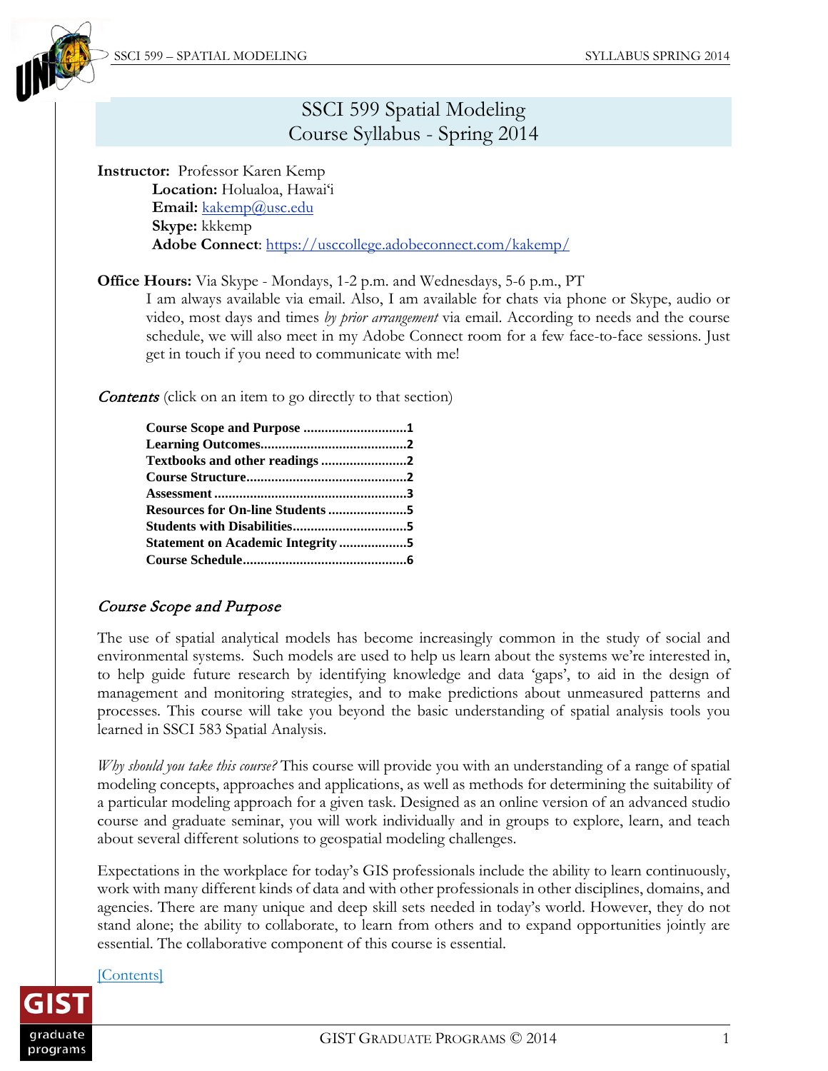# SSCI 599 Spatial Modeling
# Course Syllabus - Spring 2014

**Instructor:** Professor Karen Kemp
**Location:** Holualoa, Hawai'i
**Email:** kakemp@usc.edu
**Skype:** kkkemp
**Adobe Connect**: https://usccollege.adobeconnect.com/kakemp/

**Office Hours:** Via Skype - Mondays, 1-2 p.m. and Wednesdays, 5-6 p.m., PT
I am always available via email. Also, I am available for chats via phone or Skype, audio or video, most days and times *by prior arrangement* via email. According to needs and the course schedule, we will also meet in my Adobe Connect room for a few face-to-face sessions. Just get in touch if you need to communicate with me!

*Contents* (click on an item to go directly to that section)

- **Course Scope and Purpose ............................1**
- **Learning Outcomes........................................2**
- **Textbooks and other readings .......................2**
- **Course Structure............................................2**
- **Assessment .....................................................3**
- **Resources for On-line Students .....................5**
- **Students with Disabilities...............................5**
- **Statement on Academic Integrity ..................5**
- **Course Schedule.............................................6**

## *Course Scope and Purpose*

The use of spatial analytical models has become increasingly common in the study of social and environmental systems. Such models are used to help us learn about the systems we're interested in, to help guide future research by identifying knowledge and data 'gaps', to aid in the design of management and monitoring strategies, and to make predictions about unmeasured patterns and processes. This course will take you beyond the basic understanding of spatial analysis tools you learned in SSCI 583 Spatial Analysis.

*Why should you take this course?* This course will provide you with an understanding of a range of spatial modeling concepts, approaches and applications, as well as methods for determining the suitability of a particular modeling approach for a given task. Designed as an online version of an advanced studio course and graduate seminar, you will work individually and in groups to explore, learn, and teach about several different solutions to geospatial modeling challenges.

Expectations in the workplace for today's GIS professionals include the ability to learn continuously, work with many different kinds of data and with other professionals in other disciplines, domains, and agencies. There are many unique and deep skill sets needed in today's world. However, they do not stand alone; the ability to collaborate, to learn from others and to expand opportunities jointly are essential. The collaborative component of this course is essential.

[Contents]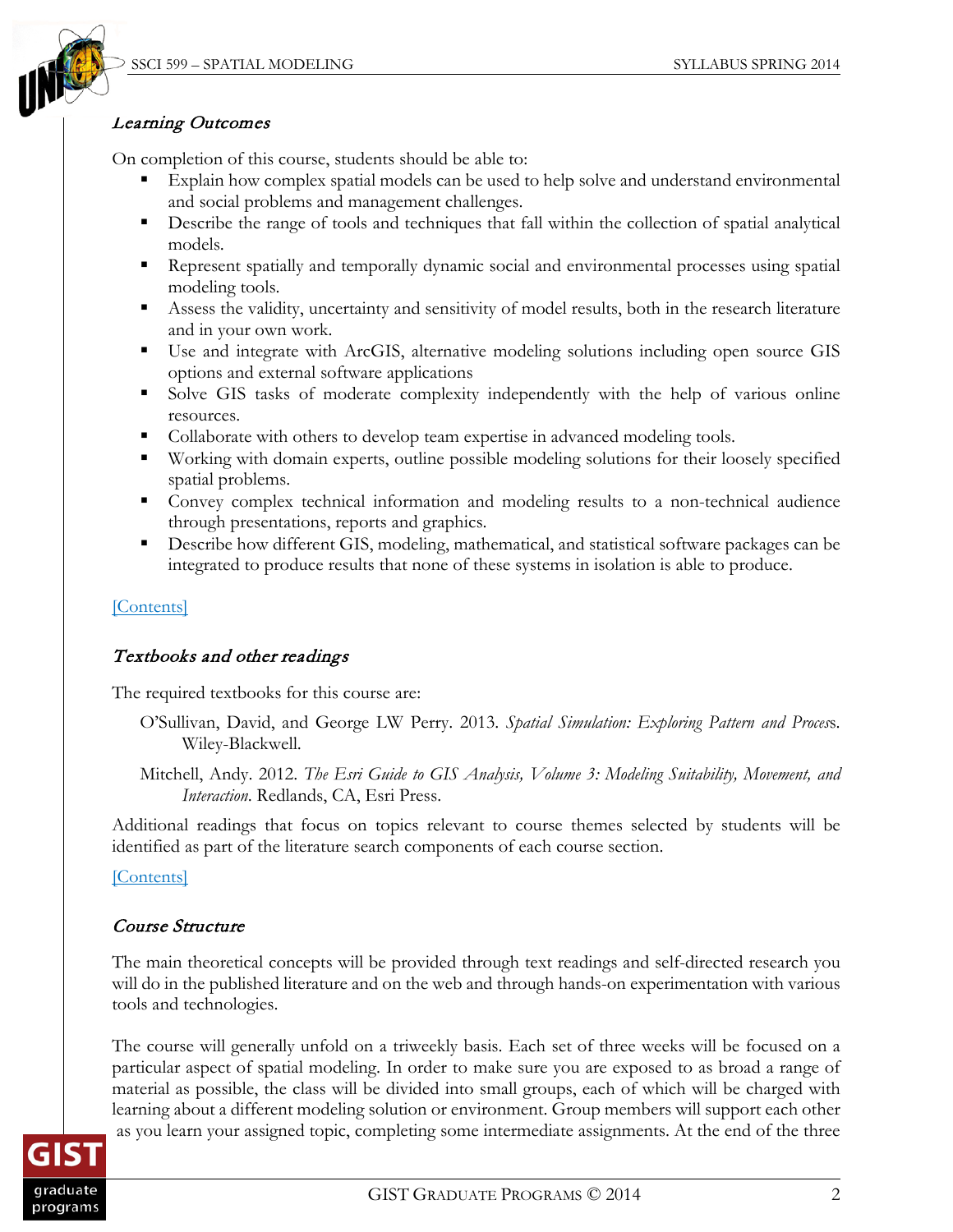### *Learning Outcomes*

On completion of this course, students should be able to:

- Explain how complex spatial models can be used to help solve and understand environmental and social problems and management challenges.
- Describe the range of tools and techniques that fall within the collection of spatial analytical models.
- Represent spatially and temporally dynamic social and environmental processes using spatial modeling tools.
- Assess the validity, uncertainty and sensitivity of model results, both in the research literature and in your own work.
- Use and integrate with ArcGIS, alternative modeling solutions including open source GIS options and external software applications
- Solve GIS tasks of moderate complexity independently with the help of various online resources.
- Collaborate with others to develop team expertise in advanced modeling tools.
- Working with domain experts, outline possible modeling solutions for their loosely specified spatial problems.
- Convey complex technical information and modeling results to a non-technical audience through presentations, reports and graphics.
- Describe how different GIS, modeling, mathematical, and statistical software packages can be integrated to produce results that none of these systems in isolation is able to produce.

[Contents]

### *Textbooks and other readings*

The required textbooks for this course are:

O'Sullivan, David, and George LW Perry. 2013. *Spatial Simulation: Exploring Pattern and Process*. Wiley-Blackwell.

Mitchell, Andy. 2012. *The Esri Guide to GIS Analysis, Volume 3: Modeling Suitability, Movement, and Interaction*. Redlands, CA, Esri Press.

Additional readings that focus on topics relevant to course themes selected by students will be identified as part of the literature search components of each course section.

[Contents]

### *Course Structure*

The main theoretical concepts will be provided through text readings and self-directed research you will do in the published literature and on the web and through hands-on experimentation with various tools and technologies.

The course will generally unfold on a triweekly basis. Each set of three weeks will be focused on a particular aspect of spatial modeling. In order to make sure you are exposed to as broad a range of material as possible, the class will be divided into small groups, each of which will be charged with learning about a different modeling solution or environment. Group members will support each other as you learn your assigned topic, completing some intermediate assignments. At the end of the three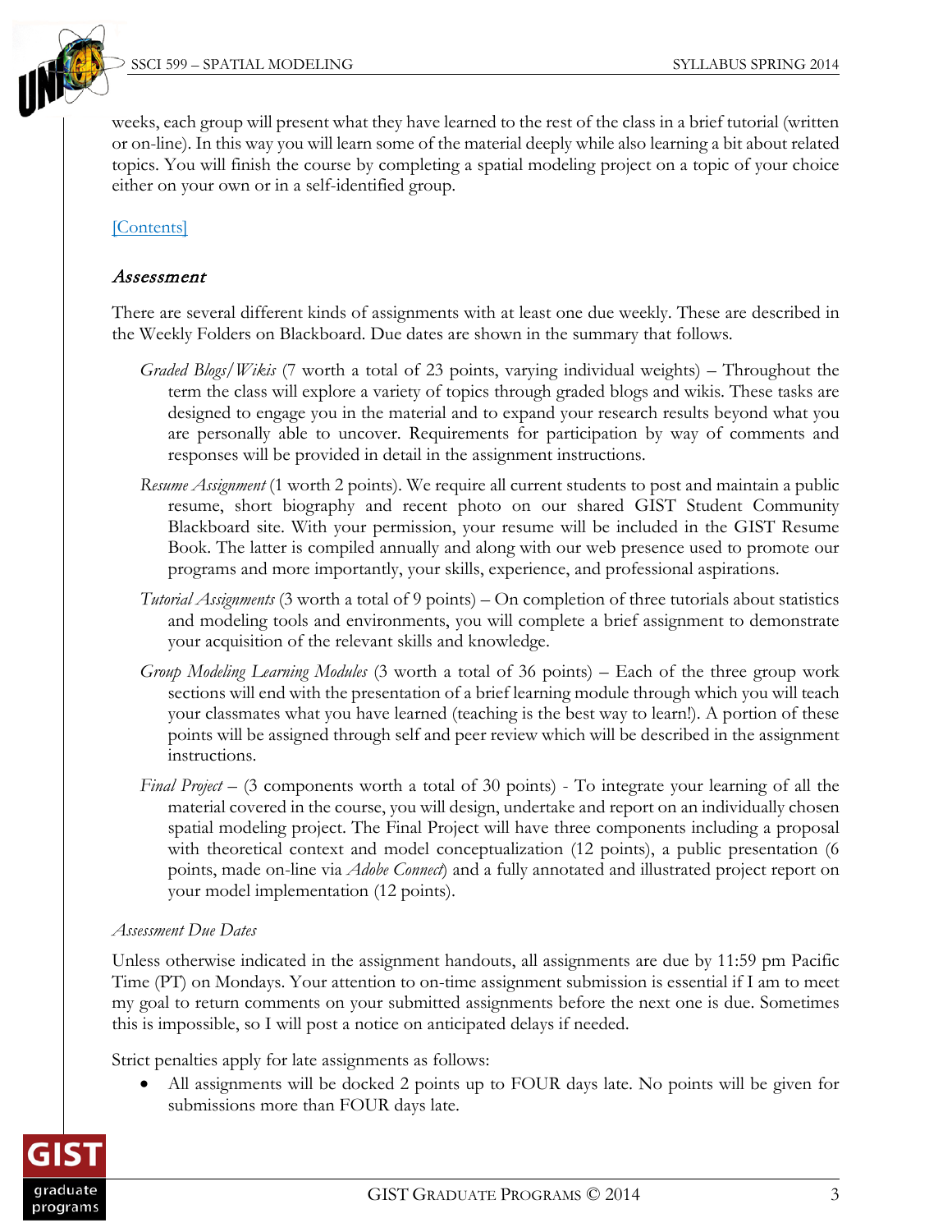weeks, each group will present what they have learned to the rest of the class in a brief tutorial (written or on-line). In this way you will learn some of the material deeply while also learning a bit about related topics. You will finish the course by completing a spatial modeling project on a topic of your choice either on your own or in a self-identified group.

[Contents]

### *Assessment*

There are several different kinds of assignments with at least one due weekly. These are described in the Weekly Folders on Blackboard. Due dates are shown in the summary that follows.

*Graded Blogs/Wikis* (7 worth a total of 23 points, varying individual weights) – Throughout the term the class will explore a variety of topics through graded blogs and wikis. These tasks are designed to engage you in the material and to expand your research results beyond what you are personally able to uncover. Requirements for participation by way of comments and responses will be provided in detail in the assignment instructions.

*Resume Assignment* (1 worth 2 points). We require all current students to post and maintain a public resume, short biography and recent photo on our shared GIST Student Community Blackboard site. With your permission, your resume will be included in the GIST Resume Book. The latter is compiled annually and along with our web presence used to promote our programs and more importantly, your skills, experience, and professional aspirations.

*Tutorial Assignments* (3 worth a total of 9 points) – On completion of three tutorials about statistics and modeling tools and environments, you will complete a brief assignment to demonstrate your acquisition of the relevant skills and knowledge.

*Group Modeling Learning Modules* (3 worth a total of 36 points) – Each of the three group work sections will end with the presentation of a brief learning module through which you will teach your classmates what you have learned (teaching is the best way to learn!). A portion of these points will be assigned through self and peer review which will be described in the assignment instructions.

*Final Project* – (3 components worth a total of 30 points) - To integrate your learning of all the material covered in the course, you will design, undertake and report on an individually chosen spatial modeling project. The Final Project will have three components including a proposal with theoretical context and model conceptualization (12 points), a public presentation (6 points, made on-line via *Adobe Connect*) and a fully annotated and illustrated project report on your model implementation (12 points).

*Assessment Due Dates*

Unless otherwise indicated in the assignment handouts, all assignments are due by 11:59 pm Pacific Time (PT) on Mondays. Your attention to on-time assignment submission is essential if I am to meet my goal to return comments on your submitted assignments before the next one is due. Sometimes this is impossible, so I will post a notice on anticipated delays if needed.

Strict penalties apply for late assignments as follows:

- All assignments will be docked 2 points up to FOUR days late. No points will be given for submissions more than FOUR days late.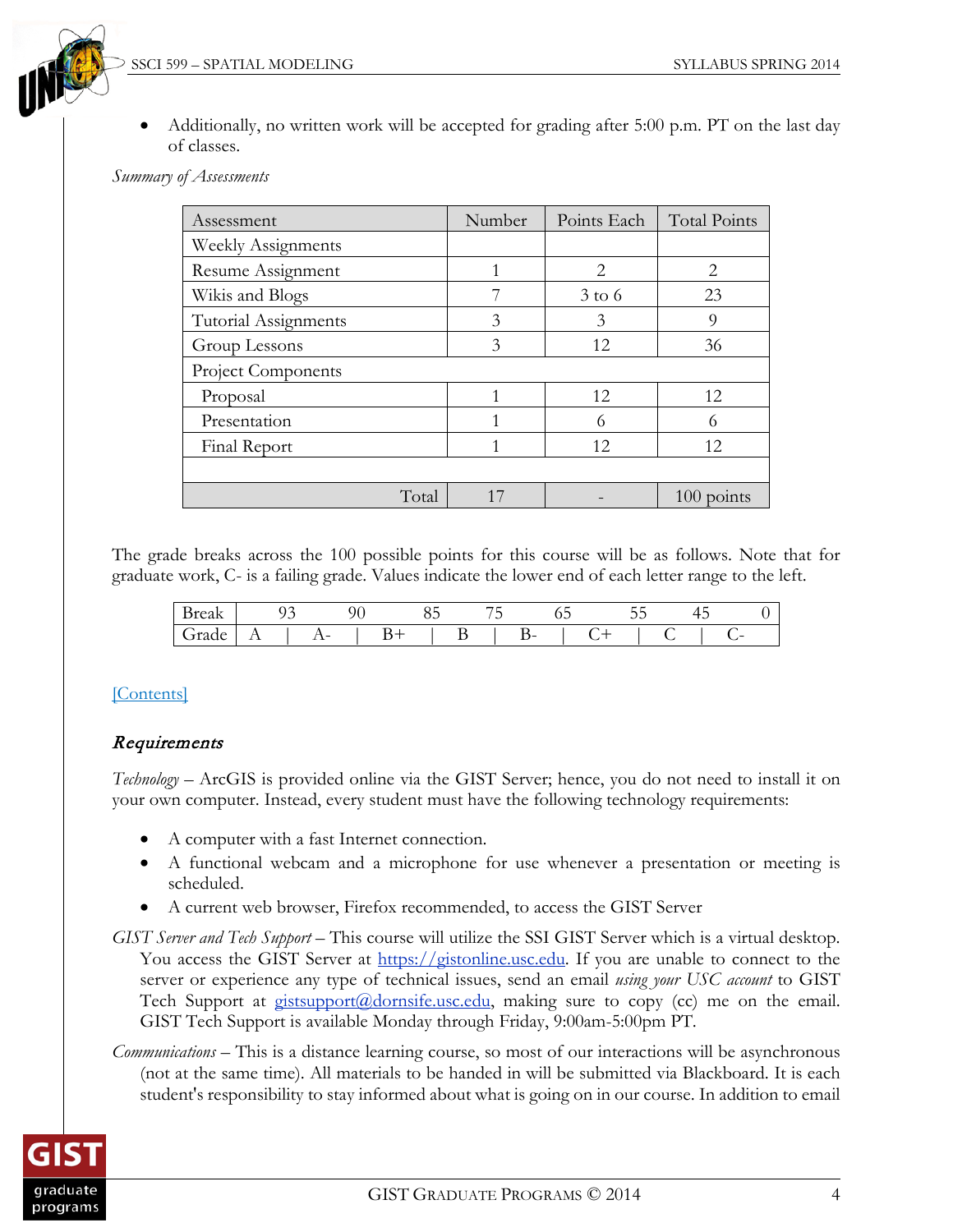- Additionally, no written work will be accepted for grading after 5:00 p.m. PT on the last day of classes.

*Summary of Assessments*

| Assessment | Number | Points Each | Total Points |
|---|---|---|---|
| Weekly Assignments | | | |
| Resume Assignment | 1 | 2 | 2 |
| Wikis and Blogs | 7 | 3 to 6 | 23 |
| Tutorial Assignments | 3 | 3 | 9 |
| Group Lessons | 3 | 12 | 36 |
| Project Components | | | |
| Proposal | 1 | 12 | 12 |
| Presentation | 1 | 6 | 6 |
| Final Report | 1 | 12 | 12 |
| | | | |
| Total | 17 | - | 100 points |

The grade breaks across the 100 possible points for this course will be as follows. Note that for graduate work, C- is a failing grade. Values indicate the lower end of each letter range to the left.

| Break | 93 | 90 | 85 | 75 | 65 | 55 | 45 | 0 |
|---|---|---|---|---|---|---|---|---|
| Grade | A | A- | B+ | B | B- | C+ | C | C- |

[Contents]

### *Requirements*

*Technology* – ArcGIS is provided online via the GIST Server; hence, you do not need to install it on your own computer. Instead, every student must have the following technology requirements:

- A computer with a fast Internet connection.
- A functional webcam and a microphone for use whenever a presentation or meeting is scheduled.
- A current web browser, Firefox recommended, to access the GIST Server

*GIST Server and Tech Support* – This course will utilize the SSI GIST Server which is a virtual desktop. You access the GIST Server at https://gistonline.usc.edu. If you are unable to connect to the server or experience any type of technical issues, send an email *using your USC account* to GIST Tech Support at gistsupport@dornsife.usc.edu, making sure to copy (cc) me on the email. GIST Tech Support is available Monday through Friday, 9:00am-5:00pm PT.

*Communications* – This is a distance learning course, so most of our interactions will be asynchronous (not at the same time). All materials to be handed in will be submitted via Blackboard. It is each student's responsibility to stay informed about what is going on in our course. In addition to email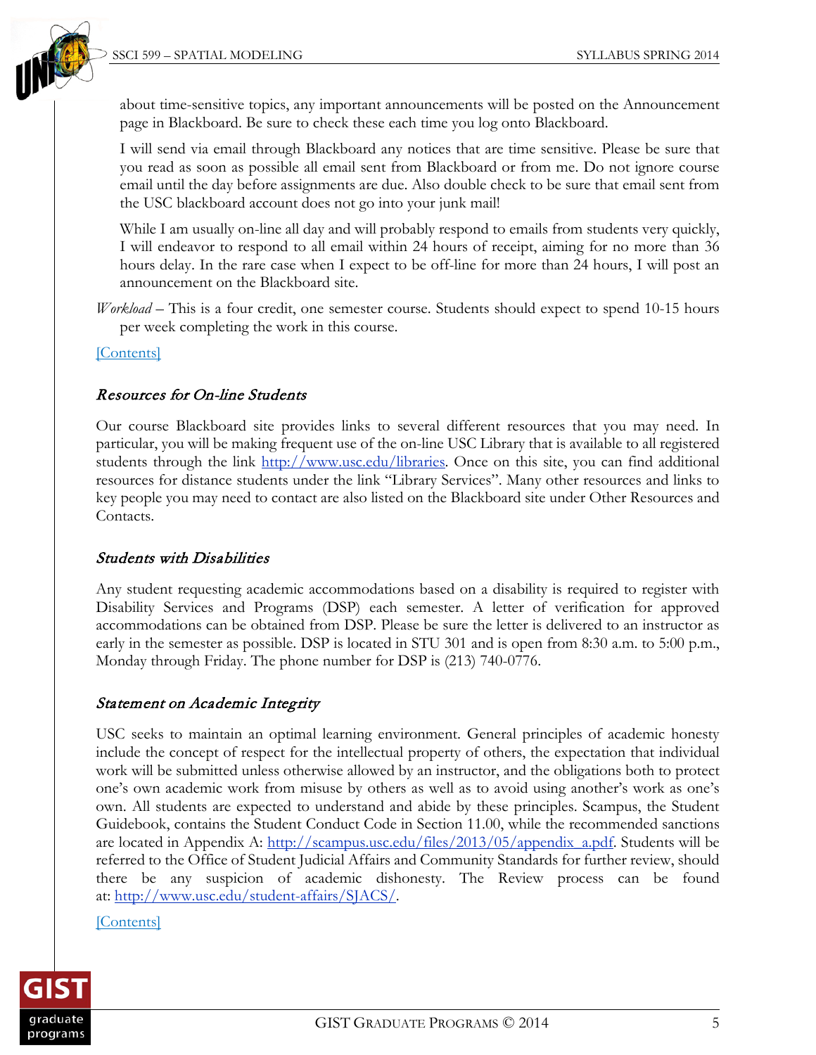about time-sensitive topics, any important announcements will be posted on the Announcement page in Blackboard. Be sure to check these each time you log onto Blackboard.

I will send via email through Blackboard any notices that are time sensitive. Please be sure that you read as soon as possible all email sent from Blackboard or from me. Do not ignore course email until the day before assignments are due. Also double check to be sure that email sent from the USC blackboard account does not go into your junk mail!

While I am usually on-line all day and will probably respond to emails from students very quickly, I will endeavor to respond to all email within 24 hours of receipt, aiming for no more than 36 hours delay. In the rare case when I expect to be off-line for more than 24 hours, I will post an announcement on the Blackboard site.

*Workload* – This is a four credit, one semester course. Students should expect to spend 10-15 hours per week completing the work in this course.

[Contents]

### *Resources for On-line Students*

Our course Blackboard site provides links to several different resources that you may need. In particular, you will be making frequent use of the on-line USC Library that is available to all registered students through the link http://www.usc.edu/libraries. Once on this site, you can find additional resources for distance students under the link "Library Services". Many other resources and links to key people you may need to contact are also listed on the Blackboard site under Other Resources and Contacts.

### *Students with Disabilities*

Any student requesting academic accommodations based on a disability is required to register with Disability Services and Programs (DSP) each semester. A letter of verification for approved accommodations can be obtained from DSP. Please be sure the letter is delivered to an instructor as early in the semester as possible. DSP is located in STU 301 and is open from 8:30 a.m. to 5:00 p.m., Monday through Friday. The phone number for DSP is (213) 740-0776.

### *Statement on Academic Integrity*

USC seeks to maintain an optimal learning environment. General principles of academic honesty include the concept of respect for the intellectual property of others, the expectation that individual work will be submitted unless otherwise allowed by an instructor, and the obligations both to protect one's own academic work from misuse by others as well as to avoid using another's work as one's own. All students are expected to understand and abide by these principles. Scampus, the Student Guidebook, contains the Student Conduct Code in Section 11.00, while the recommended sanctions are located in Appendix A: http://scampus.usc.edu/files/2013/05/appendix_a.pdf. Students will be referred to the Office of Student Judicial Affairs and Community Standards for further review, should there be any suspicion of academic dishonesty. The Review process can be found at: http://www.usc.edu/student-affairs/SJACS/.

[Contents]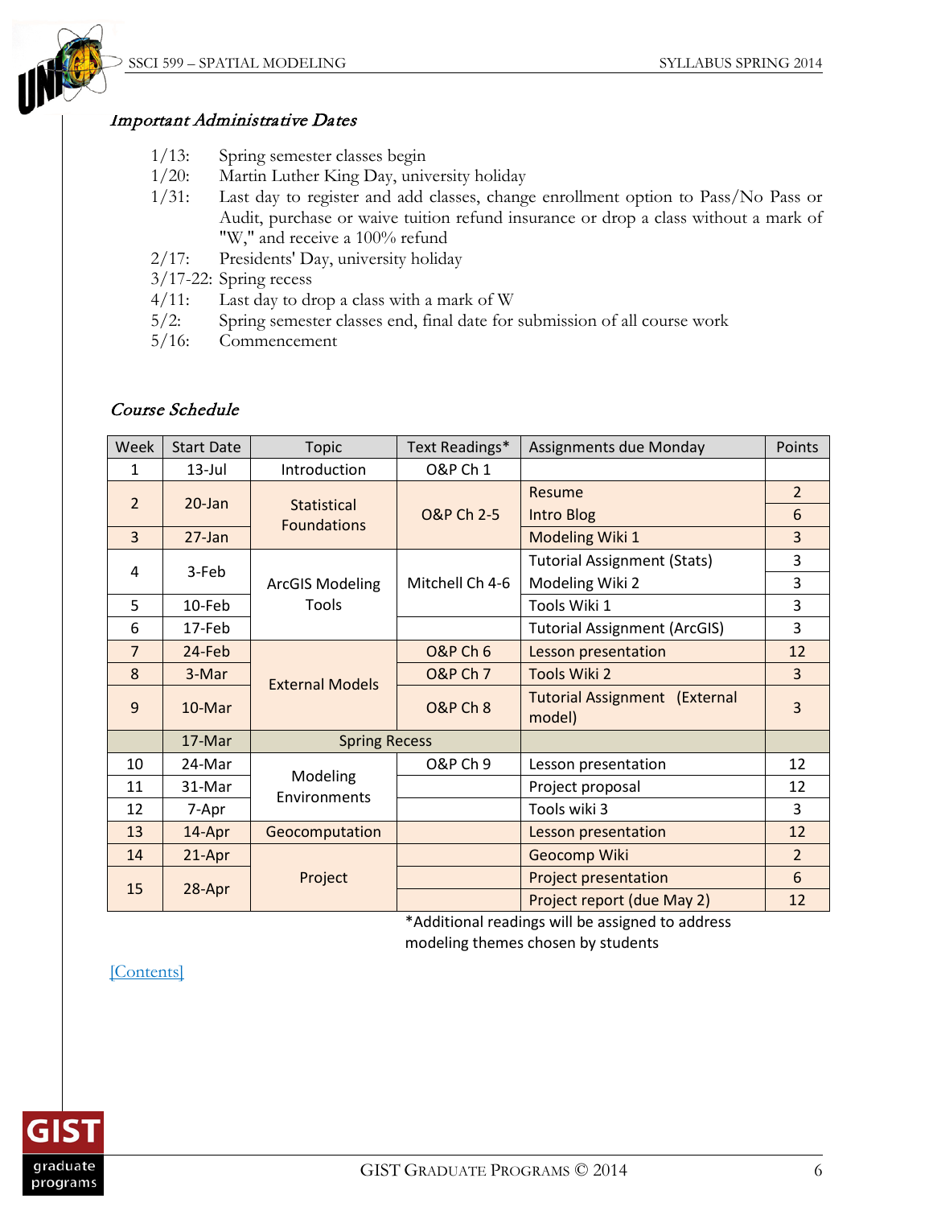*Important Administrative Dates*

- 1/13: Spring semester classes begin
- 1/20: Martin Luther King Day, university holiday
- 1/31: Last day to register and add classes, change enrollment option to Pass/No Pass or Audit, purchase or waive tuition refund insurance or drop a class without a mark of "W," and receive a 100% refund
- 2/17: Presidents' Day, university holiday
- 3/17-22: Spring recess
- 4/11: Last day to drop a class with a mark of W
- 5/2: Spring semester classes end, final date for submission of all course work
- 5/16: Commencement

*Course Schedule*

| Week | Start Date | Topic | Text Readings* | Assignments due Monday | Points |
|---|---|---|---|---|---|
| 1 | 13-Jul | Introduction | O&P Ch 1 | | |
| 2 | 20-Jan | Statistical Foundations | O&P Ch 2-5 | Resume | 2 |
| | | | | Intro Blog | 6 |
| 3 | 27-Jan | | | Modeling Wiki 1 | 3 |
| 4 | 3-Feb | ArcGIS Modeling Tools | Mitchell Ch 4-6 | Tutorial Assignment (Stats) | 3 |
| | | | | Modeling Wiki 2 | 3 |
| 5 | 10-Feb | | | Tools Wiki 1 | 3 |
| 6 | 17-Feb | | | Tutorial Assignment (ArcGIS) | 3 |
| 7 | 24-Feb | External Models | O&P Ch 6 | Lesson presentation | 12 |
| 8 | 3-Mar | | O&P Ch 7 | Tools Wiki 2 | 3 |
| 9 | 10-Mar | | O&P Ch 8 | Tutorial Assignment (External model) | 3 |
| | 17-Mar | Spring Recess | | | |
| 10 | 24-Mar | Modeling Environments | O&P Ch 9 | Lesson presentation | 12 |
| 11 | 31-Mar | | | Project proposal | 12 |
| 12 | 7-Apr | | | Tools wiki 3 | 3 |
| 13 | 14-Apr | Geocomputation | | Lesson presentation | 12 |
| 14 | 21-Apr | Project | | Geocomp Wiki | 2 |
| 15 | 28-Apr | | | Project presentation | 6 |
| | | | | Project report (due May 2) | 12 |

*Additional readings will be assigned to address modeling themes chosen by students

[Contents]